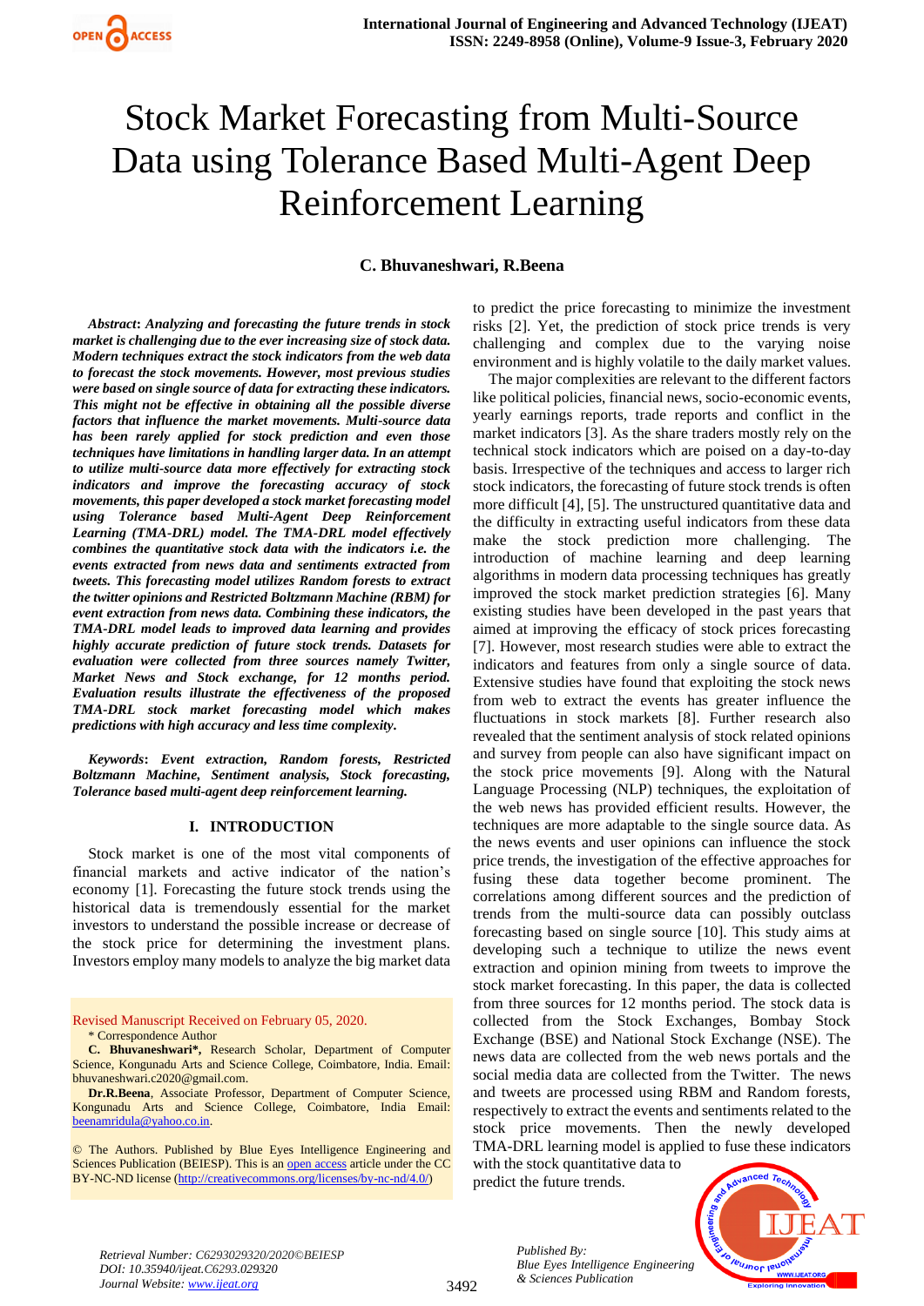# Stock Market Forecasting from Multi-Source Data using Tolerance Based Multi-Agent Deep Reinforcement Learning

**C. Bhuvaneshwari, R.Beena**

***Abstract*: Analyzing and forecasting the future trends in stock market is challenging due to the ever increasing size of stock data. Modern techniques extract the stock indicators from the web data to forecast the stock movements. However, most previous studies were based on single source of data for extracting these indicators. This might not be effective in obtaining all the possible diverse factors that influence the market movements. Multi-source data has been rarely applied for stock prediction and even those techniques have limitations in handling larger data. In an attempt to utilize multi-source data more effectively for extracting stock indicators and improve the forecasting accuracy of stock movements, this paper developed a stock market forecasting model using Tolerance based Multi-Agent Deep Reinforcement Learning (TMA-DRL) model. The TMA-DRL model effectively combines the quantitative stock data with the indicators i.e. the events extracted from news data and sentiments extracted from tweets. This forecasting model utilizes Random forests to extract the twitter opinions and Restricted Boltzmann Machine (RBM) for event extraction from news data. Combining these indicators, the TMA-DRL model leads to improved data learning and provides highly accurate prediction of future stock trends. Datasets for evaluation were collected from three sources namely Twitter, Market News and Stock exchange, for 12 months period. Evaluation results illustrate the effectiveness of the proposed TMA-DRL stock market forecasting model which makes predictions with high accuracy and less time complexity.***

***Keywords*: Event extraction, Random forests, Restricted Boltzmann Machine, Sentiment analysis, Stock forecasting, Tolerance based multi-agent deep reinforcement learning.**

## I. INTRODUCTION

Stock market is one of the most vital components of financial markets and active indicator of the nation's economy [1]. Forecasting the future stock trends using the historical data is tremendously essential for the market investors to understand the possible increase or decrease of the stock price for determining the investment plans. Investors employ many models to analyze the big market data to predict the price forecasting to minimize the investment risks [2]. Yet, the prediction of stock price trends is very challenging and complex due to the varying noise environment and is highly volatile to the daily market values.

The major complexities are relevant to the different factors like political policies, financial news, socio-economic events, yearly earnings reports, trade reports and conflict in the market indicators [3]. As the share traders mostly rely on the technical stock indicators which are poised on a day-to-day basis. Irrespective of the techniques and access to larger rich stock indicators, the forecasting of future stock trends is often more difficult [4], [5]. The unstructured quantitative data and the difficulty in extracting useful indicators from these data make the stock prediction more challenging. The introduction of machine learning and deep learning algorithms in modern data processing techniques has greatly improved the stock market prediction strategies [6]. Many existing studies have been developed in the past years that aimed at improving the efficacy of stock prices forecasting [7]. However, most research studies were able to extract the indicators and features from only a single source of data. Extensive studies have found that exploiting the stock news from web to extract the events has greater influence the fluctuations in stock markets [8]. Further research also revealed that the sentiment analysis of stock related opinions and survey from people can also have significant impact on the stock price movements [9]. Along with the Natural Language Processing (NLP) techniques, the exploitation of the web news has provided efficient results. However, the techniques are more adaptable to the single source data. As the news events and user opinions can influence the stock price trends, the investigation of the effective approaches for fusing these data together become prominent. The correlations among different sources and the prediction of trends from the multi-source data can possibly outclass forecasting based on single source [10]. This study aims at developing such a technique to utilize the news event extraction and opinion mining from tweets to improve the stock market forecasting. In this paper, the data is collected from three sources for 12 months period. The stock data is collected from the Stock Exchanges, Bombay Stock Exchange (BSE) and National Stock Exchange (NSE). The news data are collected from the web news portals and the social media data are collected from the Twitter. The news and tweets are processed using RBM and Random forests, respectively to extract the events and sentiments related to the stock price movements. Then the newly developed TMA-DRL learning model is applied to fuse these indicators with the stock quantitative data to predict the future trends.

Revised Manuscript Received on February 05, 2020.

\* Correspondence Author

**C. Bhuvaneshwari\***, Research Scholar, Department of Computer Science, Kongunadu Arts and Science College, Coimbatore, India. Email: bhuvaneshwari.c2020@gmail.com.

**Dr.R.Beena**, Associate Professor, Department of Computer Science, Kongunadu Arts and Science College, Coimbatore, India Email: beenamridula@yahoo.co.in.

© The Authors. Published by Blue Eyes Intelligence Engineering and Sciences Publication (BEIESP). This is an open access article under the CC BY-NC-ND license (http://creativecommons.org/licenses/by-nc-nd/4.0/)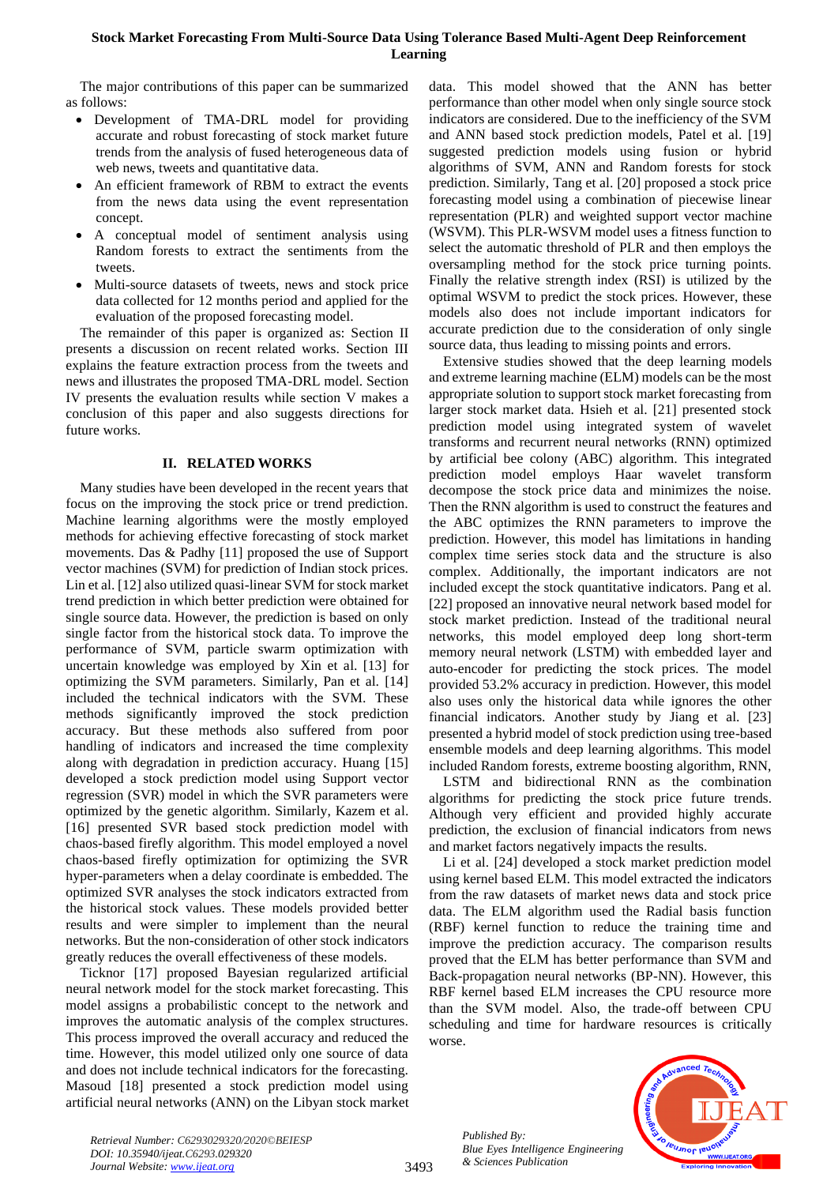The major contributions of this paper can be summarized as follows:

- Development of TMA-DRL model for providing accurate and robust forecasting of stock market future trends from the analysis of fused heterogeneous data of web news, tweets and quantitative data.
- An efficient framework of RBM to extract the events from the news data using the event representation concept.
- A conceptual model of sentiment analysis using Random forests to extract the sentiments from the tweets.
- Multi-source datasets of tweets, news and stock price data collected for 12 months period and applied for the evaluation of the proposed forecasting model.

The remainder of this paper is organized as: Section II presents a discussion on recent related works. Section III explains the feature extraction process from the tweets and news and illustrates the proposed TMA-DRL model. Section IV presents the evaluation results while section V makes a conclusion of this paper and also suggests directions for future works.

## II. RELATED WORKS

Many studies have been developed in the recent years that focus on the improving the stock price or trend prediction. Machine learning algorithms were the mostly employed methods for achieving effective forecasting of stock market movements. Das & Padhy [11] proposed the use of Support vector machines (SVM) for prediction of Indian stock prices. Lin et al. [12] also utilized quasi-linear SVM for stock market trend prediction in which better prediction were obtained for single source data. However, the prediction is based on only single factor from the historical stock data. To improve the performance of SVM, particle swarm optimization with uncertain knowledge was employed by Xin et al. [13] for optimizing the SVM parameters. Similarly, Pan et al. [14] included the technical indicators with the SVM. These methods significantly improved the stock prediction accuracy. But these methods also suffered from poor handling of indicators and increased the time complexity along with degradation in prediction accuracy. Huang [15] developed a stock prediction model using Support vector regression (SVR) model in which the SVR parameters were optimized by the genetic algorithm. Similarly, Kazem et al. [16] presented SVR based stock prediction model with chaos-based firefly algorithm. This model employed a novel chaos-based firefly optimization for optimizing the SVR hyper-parameters when a delay coordinate is embedded. The optimized SVR analyses the stock indicators extracted from the historical stock values. These models provided better results and were simpler to implement than the neural networks. But the non-consideration of other stock indicators greatly reduces the overall effectiveness of these models.

Ticknor [17] proposed Bayesian regularized artificial neural network model for the stock market forecasting. This model assigns a probabilistic concept to the network and improves the automatic analysis of the complex structures. This process improved the overall accuracy and reduced the time. However, this model utilized only one source of data and does not include technical indicators for the forecasting. Masoud [18] presented a stock prediction model using artificial neural networks (ANN) on the Libyan stock market data. This model showed that the ANN has better performance than other model when only single source stock indicators are considered. Due to the inefficiency of the SVM and ANN based stock prediction models, Patel et al. [19] suggested prediction models using fusion or hybrid algorithms of SVM, ANN and Random forests for stock prediction. Similarly, Tang et al. [20] proposed a stock price forecasting model using a combination of piecewise linear representation (PLR) and weighted support vector machine (WSVM). This PLR-WSVM model uses a fitness function to select the automatic threshold of PLR and then employs the oversampling method for the stock price turning points. Finally the relative strength index (RSI) is utilized by the optimal WSVM to predict the stock prices. However, these models also does not include important indicators for accurate prediction due to the consideration of only single source data, thus leading to missing points and errors.

Extensive studies showed that the deep learning models and extreme learning machine (ELM) models can be the most appropriate solution to support stock market forecasting from larger stock market data. Hsieh et al. [21] presented stock prediction model using integrated system of wavelet transforms and recurrent neural networks (RNN) optimized by artificial bee colony (ABC) algorithm. This integrated prediction model employs Haar wavelet transform decompose the stock price data and minimizes the noise. Then the RNN algorithm is used to construct the features and the ABC optimizes the RNN parameters to improve the prediction. However, this model has limitations in handing complex time series stock data and the structure is also complex. Additionally, the important indicators are not included except the stock quantitative indicators. Pang et al. [22] proposed an innovative neural network based model for stock market prediction. Instead of the traditional neural networks, this model employed deep long short-term memory neural network (LSTM) with embedded layer and auto-encoder for predicting the stock prices. The model provided 53.2% accuracy in prediction. However, this model also uses only the historical data while ignores the other financial indicators. Another study by Jiang et al. [23] presented a hybrid model of stock prediction using tree-based ensemble models and deep learning algorithms. This model included Random forests, extreme boosting algorithm, RNN, LSTM and bidirectional RNN as the combination algorithms for predicting the stock price future trends. Although very efficient and provided highly accurate prediction, the exclusion of financial indicators from news and market factors negatively impacts the results.

Li et al. [24] developed a stock market prediction model using kernel based ELM. This model extracted the indicators from the raw datasets of market news data and stock price data. The ELM algorithm used the Radial basis function (RBF) kernel function to reduce the training time and improve the prediction accuracy. The comparison results proved that the ELM has better performance than SVM and Back-propagation neural networks (BP-NN). However, this RBF kernel based ELM increases the CPU resource more than the SVM model. Also, the trade-off between CPU scheduling and time for hardware resources is critically worse.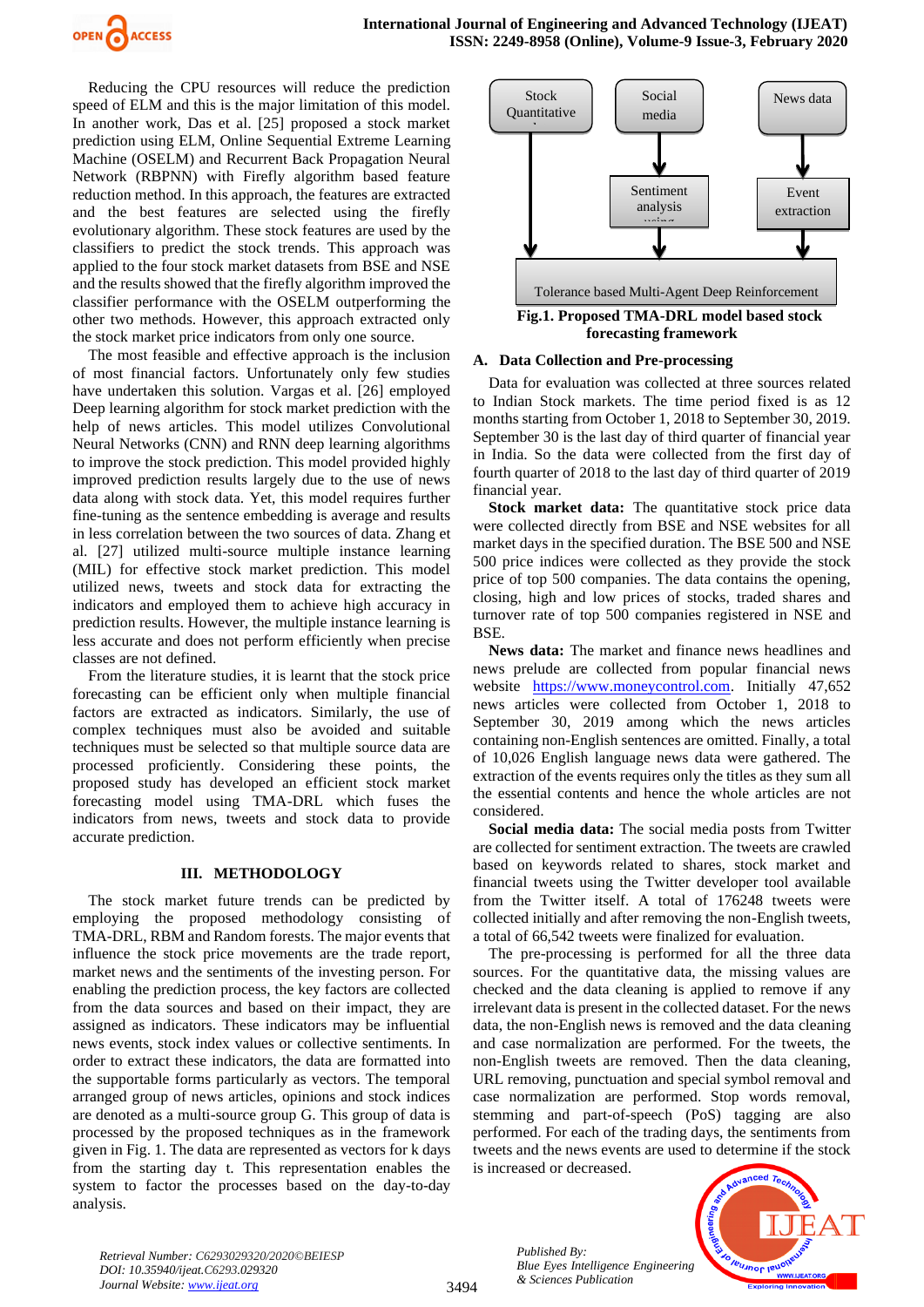Reducing the CPU resources will reduce the prediction speed of ELM and this is the major limitation of this model. In another work, Das et al. [25] proposed a stock market prediction using ELM, Online Sequential Extreme Learning Machine (OSELM) and Recurrent Back Propagation Neural Network (RBPNN) with Firefly algorithm based feature reduction method. In this approach, the features are extracted and the best features are selected using the firefly evolutionary algorithm. These stock features are used by the classifiers to predict the stock trends. This approach was applied to the four stock market datasets from BSE and NSE and the results showed that the firefly algorithm improved the classifier performance with the OSELM outperforming the other two methods. However, this approach extracted only the stock market price indicators from only one source.

The most feasible and effective approach is the inclusion of most financial factors. Unfortunately only few studies have undertaken this solution. Vargas et al. [26] employed Deep learning algorithm for stock market prediction with the help of news articles. This model utilizes Convolutional Neural Networks (CNN) and RNN deep learning algorithms to improve the stock prediction. This model provided highly improved prediction results largely due to the use of news data along with stock data. Yet, this model requires further fine-tuning as the sentence embedding is average and results in less correlation between the two sources of data. Zhang et al. [27] utilized multi-source multiple instance learning (MIL) for effective stock market prediction. This model utilized news, tweets and stock data for extracting the indicators and employed them to achieve high accuracy in prediction results. However, the multiple instance learning is less accurate and does not perform efficiently when precise classes are not defined.

From the literature studies, it is learnt that the stock price forecasting can be efficient only when multiple financial factors are extracted as indicators. Similarly, the use of complex techniques must also be avoided and suitable techniques must be selected so that multiple source data are processed proficiently. Considering these points, the proposed study has developed an efficient stock market forecasting model using TMA-DRL which fuses the indicators from news, tweets and stock data to provide accurate prediction.

## III. METHODOLOGY

The stock market future trends can be predicted by employing the proposed methodology consisting of TMA-DRL, RBM and Random forests. The major events that influence the stock price movements are the trade report, market news and the sentiments of the investing person. For enabling the prediction process, the key factors are collected from the data sources and based on their impact, they are assigned as indicators. These indicators may be influential news events, stock index values or collective sentiments. In order to extract these indicators, the data are formatted into the supportable forms particularly as vectors. The temporal arranged group of news articles, opinions and stock indices are denoted as a multi-source group G. This group of data is processed by the proposed techniques as in the framework given in Fig. 1. The data are represented as vectors for k days from the starting day t. This representation enables the system to factor the processes based on the day-to-day analysis.

Stock Quantitative

Social media

News data

Sentiment analysis using

Event extraction

Tolerance based Multi-Agent Deep Reinforcement

**Fig.1. Proposed TMA-DRL model based stock forecasting framework**

### A. Data Collection and Pre-processing

Data for evaluation was collected at three sources related to Indian Stock markets. The time period fixed is as 12 months starting from October 1, 2018 to September 30, 2019. September 30 is the last day of third quarter of financial year in India. So the data were collected from the first day of fourth quarter of 2018 to the last day of third quarter of 2019 financial year.

**Stock market data:** The quantitative stock price data were collected directly from BSE and NSE websites for all market days in the specified duration. The BSE 500 and NSE 500 price indices were collected as they provide the stock price of top 500 companies. The data contains the opening, closing, high and low prices of stocks, traded shares and turnover rate of top 500 companies registered in NSE and BSE.

**News data:** The market and finance news headlines and news prelude are collected from popular financial news website https://www.moneycontrol.com. Initially 47,652 news articles were collected from October 1, 2018 to September 30, 2019 among which the news articles containing non-English sentences are omitted. Finally, a total of 10,026 English language news data were gathered. The extraction of the events requires only the titles as they sum all the essential contents and hence the whole articles are not considered.

**Social media data:** The social media posts from Twitter are collected for sentiment extraction. The tweets are crawled based on keywords related to shares, stock market and financial tweets using the Twitter developer tool available from the Twitter itself. A total of 176248 tweets were collected initially and after removing the non-English tweets, a total of 66,542 tweets were finalized for evaluation.

The pre-processing is performed for all the three data sources. For the quantitative data, the missing values are checked and the data cleaning is applied to remove if any irrelevant data is present in the collected dataset. For the news data, the non-English news is removed and the data cleaning and case normalization are performed. For the tweets, the non-English tweets are removed. Then the data cleaning, URL removing, punctuation and special symbol removal and case normalization are performed. Stop words removal, stemming and part-of-speech (PoS) tagging are also performed. For each of the trading days, the sentiments from tweets and the news events are used to determine if the stock is increased or decreased.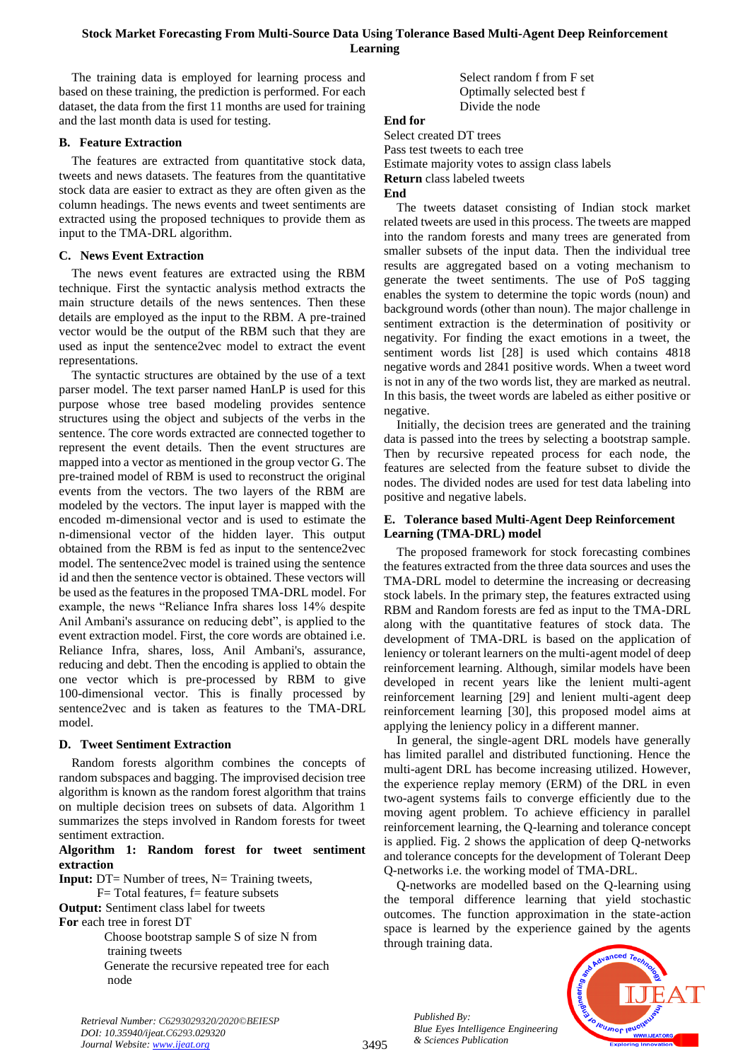The training data is employed for learning process and based on these training, the prediction is performed. For each dataset, the data from the first 11 months are used for training and the last month data is used for testing.

### B. Feature Extraction

The features are extracted from quantitative stock data, tweets and news datasets. The features from the quantitative stock data are easier to extract as they are often given as the column headings. The news events and tweet sentiments are extracted using the proposed techniques to provide them as input to the TMA-DRL algorithm.

### C. News Event Extraction

The news event features are extracted using the RBM technique. First the syntactic analysis method extracts the main structure details of the news sentences. Then these details are employed as the input to the RBM. A pre-trained vector would be the output of the RBM such that they are used as input the sentence2vec model to extract the event representations.

The syntactic structures are obtained by the use of a text parser model. The text parser named HanLP is used for this purpose whose tree based modeling provides sentence structures using the object and subjects of the verbs in the sentence. The core words extracted are connected together to represent the event details. Then the event structures are mapped into a vector as mentioned in the group vector G. The pre-trained model of RBM is used to reconstruct the original events from the vectors. The two layers of the RBM are modeled by the vectors. The input layer is mapped with the encoded m-dimensional vector and is used to estimate the n-dimensional vector of the hidden layer. This output obtained from the RBM is fed as input to the sentence2vec model. The sentence2vec model is trained using the sentence id and then the sentence vector is obtained. These vectors will be used as the features in the proposed TMA-DRL model. For example, the news "Reliance Infra shares loss 14% despite Anil Ambani's assurance on reducing debt", is applied to the event extraction model. First, the core words are obtained i.e. Reliance Infra, shares, loss, Anil Ambani's, assurance, reducing and debt. Then the encoding is applied to obtain the one vector which is pre-processed by RBM to give 100-dimensional vector. This is finally processed by sentence2vec and is taken as features to the TMA-DRL model.

### D. Tweet Sentiment Extraction

Random forests algorithm combines the concepts of random subspaces and bagging. The improvised decision tree algorithm is known as the random forest algorithm that trains on multiple decision trees on subsets of data. Algorithm 1 summarizes the steps involved in Random forests for tweet sentiment extraction.

**Algorithm 1: Random forest for tweet sentiment extraction**

**Input:** DT= Number of trees, N= Training tweets,
F= Total features, f= feature subsets
**Output:** Sentiment class label for tweets
**For** each tree in forest DT
  Choose bootstrap sample S of size N from training tweets
  Generate the recursive repeated tree for each node
    Select random f from F set
    Optimally selected best f
    Divide the node
**End for**
Select created DT trees
Pass test tweets to each tree
Estimate majority votes to assign class labels
**Return** class labeled tweets
**End**

The tweets dataset consisting of Indian stock market related tweets are used in this process. The tweets are mapped into the random forests and many trees are generated from smaller subsets of the input data. Then the individual tree results are aggregated based on a voting mechanism to generate the tweet sentiments. The use of PoS tagging enables the system to determine the topic words (noun) and background words (other than noun). The major challenge in sentiment extraction is the determination of positivity or negativity. For finding the exact emotions in a tweet, the sentiment words list [28] is used which contains 4818 negative words and 2841 positive words. When a tweet word is not in any of the two words list, they are marked as neutral. In this basis, the tweet words are labeled as either positive or negative.

Initially, the decision trees are generated and the training data is passed into the trees by selecting a bootstrap sample. Then by recursive repeated process for each node, the features are selected from the feature subset to divide the nodes. The divided nodes are used for test data labeling into positive and negative labels.

### E. Tolerance based Multi-Agent Deep Reinforcement Learning (TMA-DRL) model

The proposed framework for stock forecasting combines the features extracted from the three data sources and uses the TMA-DRL model to determine the increasing or decreasing stock labels. In the primary step, the features extracted using RBM and Random forests are fed as input to the TMA-DRL along with the quantitative features of stock data. The development of TMA-DRL is based on the application of leniency or tolerant learners on the multi-agent model of deep reinforcement learning. Although, similar models have been developed in recent years like the lenient multi-agent reinforcement learning [29] and lenient multi-agent deep reinforcement learning [30], this proposed model aims at applying the leniency policy in a different manner.

In general, the single-agent DRL models have generally has limited parallel and distributed functioning. Hence the multi-agent DRL has become increasing utilized. However, the experience replay memory (ERM) of the DRL in even two-agent systems fails to converge efficiently due to the moving agent problem. To achieve efficiency in parallel reinforcement learning, the Q-learning and tolerance concept is applied. Fig. 2 shows the application of deep Q-networks and tolerance concepts for the development of Tolerant Deep Q-networks i.e. the working model of TMA-DRL.

Q-networks are modelled based on the Q-learning using the temporal difference learning that yield stochastic outcomes. The function approximation in the state-action space is learned by the experience gained by the agents through training data.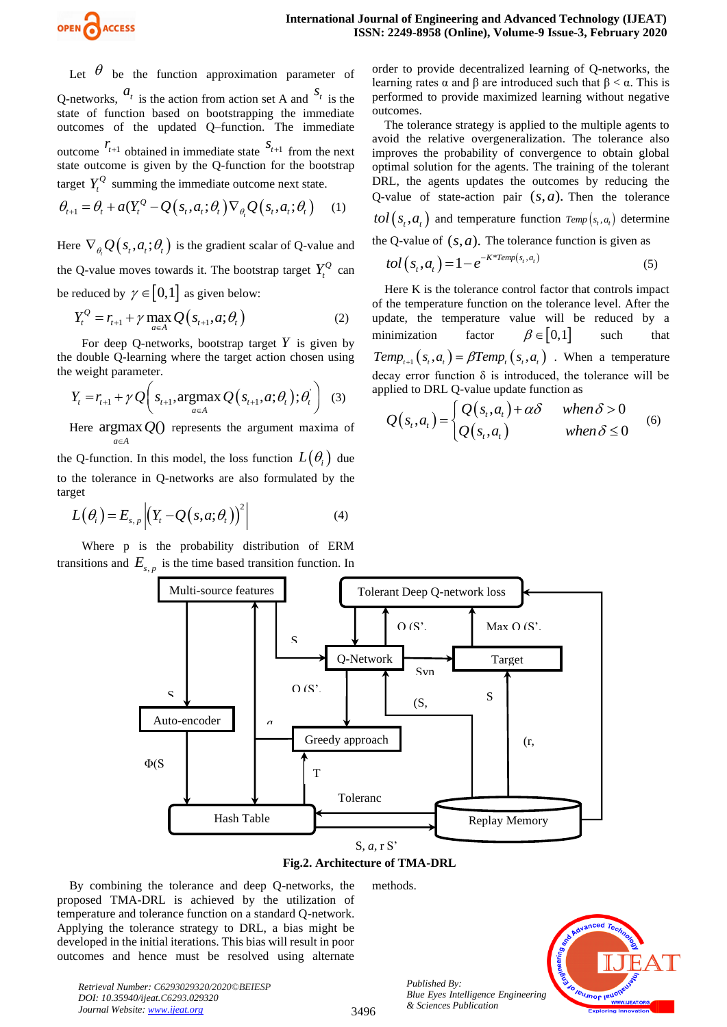Let $\theta$ be the function approximation parameter of Q-networks, $a_t$ is the action from action set A and $s_t$ is the state of function based on bootstrapping the immediate outcomes of the updated Q–function. The immediate outcome $r_{t+1}$ obtained in immediate state $s_{t+1}$ from the next state outcome is given by the Q-function for the bootstrap target $Y_t^Q$ summing the immediate outcome next state.

$$\theta_{t+1} = \theta_t + a(Y_t^Q - Q(s_t, a_t; \theta_t) \nabla_{\theta_t} Q(s_t, a_t; \theta_t) \quad (1)$$

Here $\nabla_{\theta_t} Q(s_t, a_t; \theta_t)$ is the gradient scalar of Q-value and the Q-value moves towards it. The bootstrap target $Y_t^Q$ can be reduced by $\gamma \in [0,1]$ as given below:

$$Y_t^Q = r_{t+1} + \gamma \max_{a \in A} Q(s_{t+1}, a; \theta_t) \quad (2)$$

For deep Q-networks, bootstrap target $Y$ is given by the double Q-learning where the target action chosen using the weight parameter.

$$Y_t = r_{t+1} + \gamma Q\left(s_{t+1}, \operatorname*{argmax}_{a \in A} Q(s_{t+1}, a; \theta_t); \theta_t^{'}\right) \quad (3)$$

Here $\operatorname*{argmax}_{a \in A} Q()$ represents the argument maxima of the Q-function. In this model, the loss function $L(\theta_i)$ due to the tolerance in Q-networks are also formulated by the target

$$L(\theta_i) = E_{s,p} \left| \left(Y_t - Q(s, a; \theta_t)\right)^2 \right| \quad (4)$$

Where p is the probability distribution of ERM transitions and $E_{s,p}$ is the time based transition function. In order to provide decentralized learning of Q-networks, the learning rates α and β are introduced such that β < α. This is performed to provide maximized learning without negative outcomes.

The tolerance strategy is applied to the multiple agents to avoid the relative overgeneralization. The tolerance also improves the probability of convergence to obtain global optimal solution for the agents. The training of the tolerant DRL, the agents updates the outcomes by reducing the Q-value of state-action pair $(s, a)$. Then the tolerance $tol(s_t, a_t)$ and temperature function $Temp(s_t, a_t)$ determine the Q-value of $(s, a)$. The tolerance function is given as

$$tol(s_t, a_t) = 1 - e^{-K * Temp(s_t, a_t)} \quad (5)$$

Here K is the tolerance control factor that controls impact of the temperature function on the tolerance level. After the update, the temperature value will be reduced by a minimization factor $\beta \in [0,1]$ such that $Temp_{t+1}(s_t, a_t) = \beta Temp_t(s_t, a_t)$. When a temperature decay error function δ is introduced, the tolerance will be applied to DRL Q-value update function as

$$Q(s_t, a_t) = \begin{cases} Q(s_t, a_t) + \alpha\delta & when\, \delta > 0 \\ Q(s_t, a_t) & when\, \delta \leq 0 \end{cases} \quad (6)$$

Multi-source features

Tolerant Deep Q-network loss

Q (S',

Max Q (S',

S

Q-Network

Target

Syn

Q (S',

S

(S,

S

Auto-encoder

a

Greedy approach

(r,

Φ(S

T

Toleranc

Hash Table

Replay Memory

S, a, r S'

**Fig.2. Architecture of TMA-DRL**

By combining the tolerance and deep Q-networks, the proposed TMA-DRL is achieved by the utilization of temperature and tolerance function on a standard Q-network. Applying the tolerance strategy to DRL, a bias might be developed in the initial iterations. This bias will result in poor outcomes and hence must be resolved using alternate methods.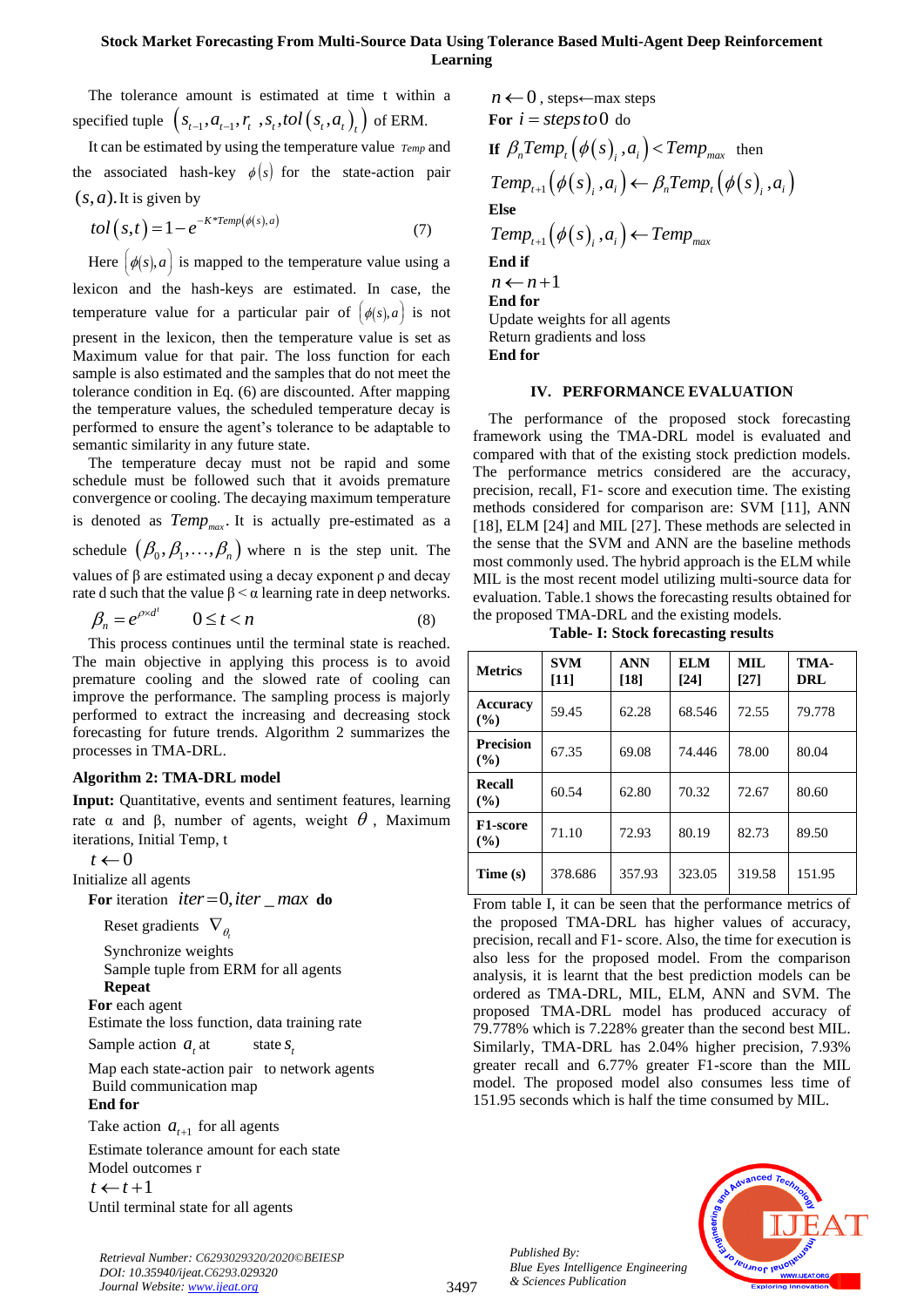The tolerance amount is estimated at time t within a specified tuple $\left(s_{t-1}, a_{t-1}, r_t, s_t, tol\left(s_t, a_t\right)_t\right)$ of ERM.

It can be estimated by using the temperature value $Temp$ and the associated hash-key $\phi(s)$ for the state-action pair $(s,a)$. It is given by

$$tol(s,t) = 1 - e^{-K*Temp(\phi(s),a)} \tag{7}$$

Here $\left|\phi(s), a\right|$ is mapped to the temperature value using a lexicon and the hash-keys are estimated. In case, the temperature value for a particular pair of $\left|\phi(s), a\right|$ is not present in the lexicon, then the temperature value is set as Maximum value for that pair. The loss function for each sample is also estimated and the samples that do not meet the tolerance condition in Eq. (6) are discounted. After mapping the temperature values, the scheduled temperature decay is performed to ensure the agent's tolerance to be adaptable to semantic similarity in any future state.

The temperature decay must not be rapid and some schedule must be followed such that it avoids premature convergence or cooling. The decaying maximum temperature is denoted as $Temp_{max}$. It is actually pre-estimated as a schedule $\left(\beta_0, \beta_1, \ldots, \beta_n\right)$ where n is the step unit. The values of β are estimated using a decay exponent ρ and decay rate d such that the value β < α learning rate in deep networks.

$$\beta_n = e^{\rho \times d^t} \qquad 0 \le t < n \tag{8}$$

This process continues until the terminal state is reached. The main objective in applying this process is to avoid premature cooling and the slowed rate of cooling can improve the performance. The sampling process is majorly performed to extract the increasing and decreasing stock forecasting for future trends. Algorithm 2 summarizes the processes in TMA-DRL.

**Algorithm 2: TMA-DRL model**

**Input:** Quantitative, events and sentiment features, learning rate α and β, number of agents, weight $\theta$, Maximum iterations, Initial Temp, t

$t \leftarrow 0$

Initialize all agents

**For** iteration $iter = 0, iter\_max$ **do**

Reset gradients $\nabla_{\theta_t}$

Synchronize weights

Sample tuple from ERM for all agents

**Repeat**

**For** each agent

Estimate the loss function, data training rate

Sample action $a_t$ at state $s_t$

Map each state-action pair to network agents

Build communication map

**End for**

Take action $a_{t+1}$ for all agents

Estimate tolerance amount for each state

Model outcomes r

$t \leftarrow t+1$

Until terminal state for all agents

$n \leftarrow 0$, steps←max steps

**For** $i = steps\ to\ 0$ do

**If** $\beta_n Temp_t\left(\phi(s)_i, a_i\right) < Temp_{max}$ then

$Temp_{t+1}\left(\phi(s)_i, a_i\right) \leftarrow \beta_n Temp_t\left(\phi(s)_i, a_i\right)$

**Else**

$Temp_{t+1}\left(\phi(s)_i, a_i\right) \leftarrow Temp_{max}$

**End if**

$n \leftarrow n+1$

**End for**

Update weights for all agents

Return gradients and loss

**End for**

## IV. PERFORMANCE EVALUATION

The performance of the proposed stock forecasting framework using the TMA-DRL model is evaluated and compared with that of the existing stock prediction models. The performance metrics considered are the accuracy, precision, recall, F1- score and execution time. The existing methods considered for comparison are: SVM [11], ANN [18], ELM [24] and MIL [27]. These methods are selected in the sense that the SVM and ANN are the baseline methods most commonly used. The hybrid approach is the ELM while MIL is the most recent model utilizing multi-source data for evaluation. Table.1 shows the forecasting results obtained for the proposed TMA-DRL and the existing models.

**Table- I: Stock forecasting results**

| Metrics | SVM [11] | ANN [18] | ELM [24] | MIL [27] | TMA-DRL |
|---|---|---|---|---|---|
| Accuracy (%) | 59.45 | 62.28 | 68.546 | 72.55 | 79.778 |
| Precision (%) | 67.35 | 69.08 | 74.446 | 78.00 | 80.04 |
| Recall (%) | 60.54 | 62.80 | 70.32 | 72.67 | 80.60 |
| F1-score (%) | 71.10 | 72.93 | 80.19 | 82.73 | 89.50 |
| Time (s) | 378.686 | 357.93 | 323.05 | 319.58 | 151.95 |

From table I, it can be seen that the performance metrics of the proposed TMA-DRL has higher values of accuracy, precision, recall and F1- score. Also, the time for execution is also less for the proposed model. From the comparison analysis, it is learnt that the best prediction models can be ordered as TMA-DRL, MIL, ELM, ANN and SVM. The proposed TMA-DRL model has produced accuracy of 79.778% which is 7.228% greater than the second best MIL. Similarly, TMA-DRL has 2.04% higher precision, 7.93% greater recall and 6.77% greater F1-score than the MIL model. The proposed model also consumes less time of 151.95 seconds which is half the time consumed by MIL.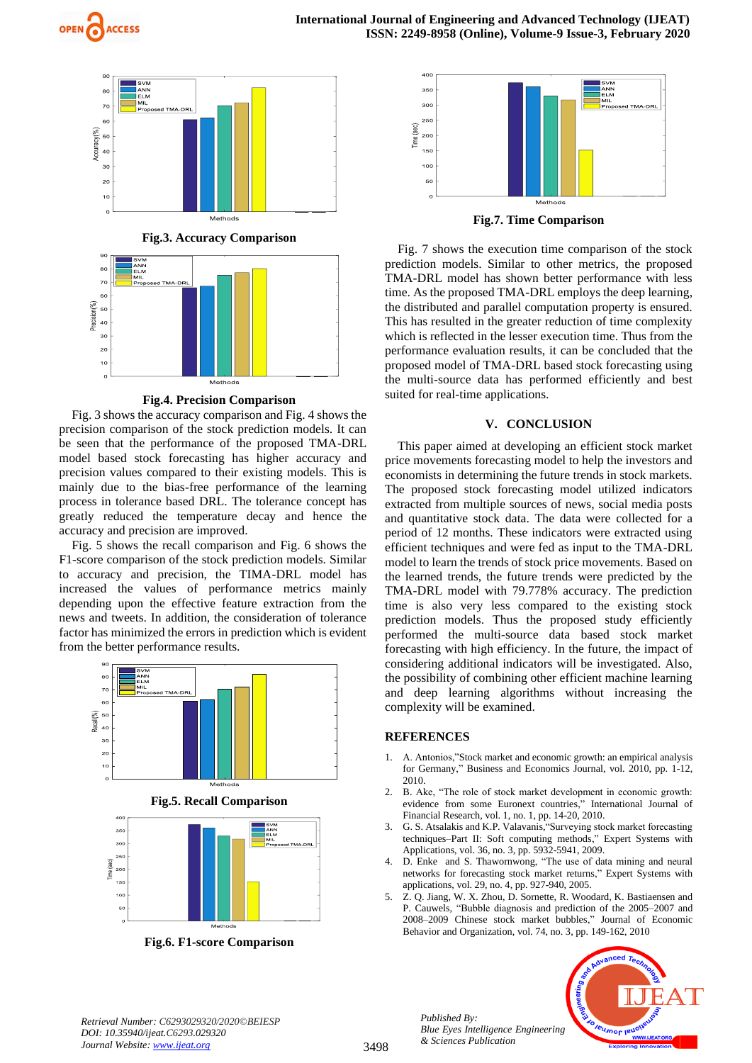90
80
70
60
50
40
30
20
10
0
Accuracy(%)
SVM
ANN
ELM
MIL
Proposed TMA-DRL
Methods

**Fig.3. Accuracy Comparison**

90
80
70
60
50
40
30
20
10
0
Precision(%)
SVM
ANN
ELM
MIL
Proposed TMA-DRL
Methods

**Fig.4. Precision Comparison**

Fig. 3 shows the accuracy comparison and Fig. 4 shows the precision comparison of the stock prediction models. It can be seen that the performance of the proposed TMA-DRL model based stock forecasting has higher accuracy and precision values compared to their existing models. This is mainly due to the bias-free performance of the learning process in tolerance based DRL. The tolerance concept has greatly reduced the temperature decay and hence the accuracy and precision are improved.

Fig. 5 shows the recall comparison and Fig. 6 shows the F1-score comparison of the stock prediction models. Similar to accuracy and precision, the TIMA-DRL model has increased the values of performance metrics mainly depending upon the effective feature extraction from the news and tweets. In addition, the consideration of tolerance factor has minimized the errors in prediction which is evident from the better performance results.

90
80
70
60
50
40
30
20
10
0
Recall(%)
SVM
ANN
ELM
MIL
Proposed TMA-DRL
Methods

**Fig.5. Recall Comparison**

400
350
300
250
200
150
100
50
0
Time (sec)
SVM
ANN
ELM
MIL
Proposed TMA-DRL
Methods

**Fig.6. F1-score Comparison**

400
350
300
250
200
150
100
50
0
Time (sec)
SVM
ANN
ELM
MIL
Proposed TMA-DRL
Methods

**Fig.7. Time Comparison**

Fig. 7 shows the execution time comparison of the stock prediction models. Similar to other metrics, the proposed TMA-DRL model has shown better performance with less time. As the proposed TMA-DRL employs the deep learning, the distributed and parallel computation property is ensured. This has resulted in the greater reduction of time complexity which is reflected in the lesser execution time. Thus from the performance evaluation results, it can be concluded that the proposed model of TMA-DRL based stock forecasting using the multi-source data has performed efficiently and best suited for real-time applications.

## V. CONCLUSION

This paper aimed at developing an efficient stock market price movements forecasting model to help the investors and economists in determining the future trends in stock markets. The proposed stock forecasting model utilized indicators extracted from multiple sources of news, social media posts and quantitative stock data. The data were collected for a period of 12 months. These indicators were extracted using efficient techniques and were fed as input to the TMA-DRL model to learn the trends of stock price movements. Based on the learned trends, the future trends were predicted by the TMA-DRL model with 79.778% accuracy. The prediction time is also very less compared to the existing stock prediction models. Thus the proposed study efficiently performed the multi-source data based stock market forecasting with high efficiency. In the future, the impact of considering additional indicators will be investigated. Also, the possibility of combining other efficient machine learning and deep learning algorithms without increasing the complexity will be examined.

## REFERENCES

1. A. Antonios,"Stock market and economic growth: an empirical analysis for Germany," Business and Economics Journal, vol. 2010, pp. 1-12, 2010.
2. B. Ake, "The role of stock market development in economic growth: evidence from some Euronext countries," International Journal of Financial Research, vol. 1, no. 1, pp. 14-20, 2010.
3. G. S. Atsalakis and K.P. Valavanis,"Surveying stock market forecasting techniques–Part II: Soft computing methods," Expert Systems with Applications, vol. 36, no. 3, pp. 5932-5941, 2009.
4. D. Enke and S. Thawornwong, "The use of data mining and neural networks for forecasting stock market returns," Expert Systems with applications, vol. 29, no. 4, pp. 927-940, 2005.
5. Z. Q. Jiang, W. X. Zhou, D. Sornette, R. Woodard, K. Bastiaensen and P. Cauwels, "Bubble diagnosis and prediction of the 2005–2007 and 2008–2009 Chinese stock market bubbles," Journal of Economic Behavior and Organization, vol. 74, no. 3, pp. 149-162, 2010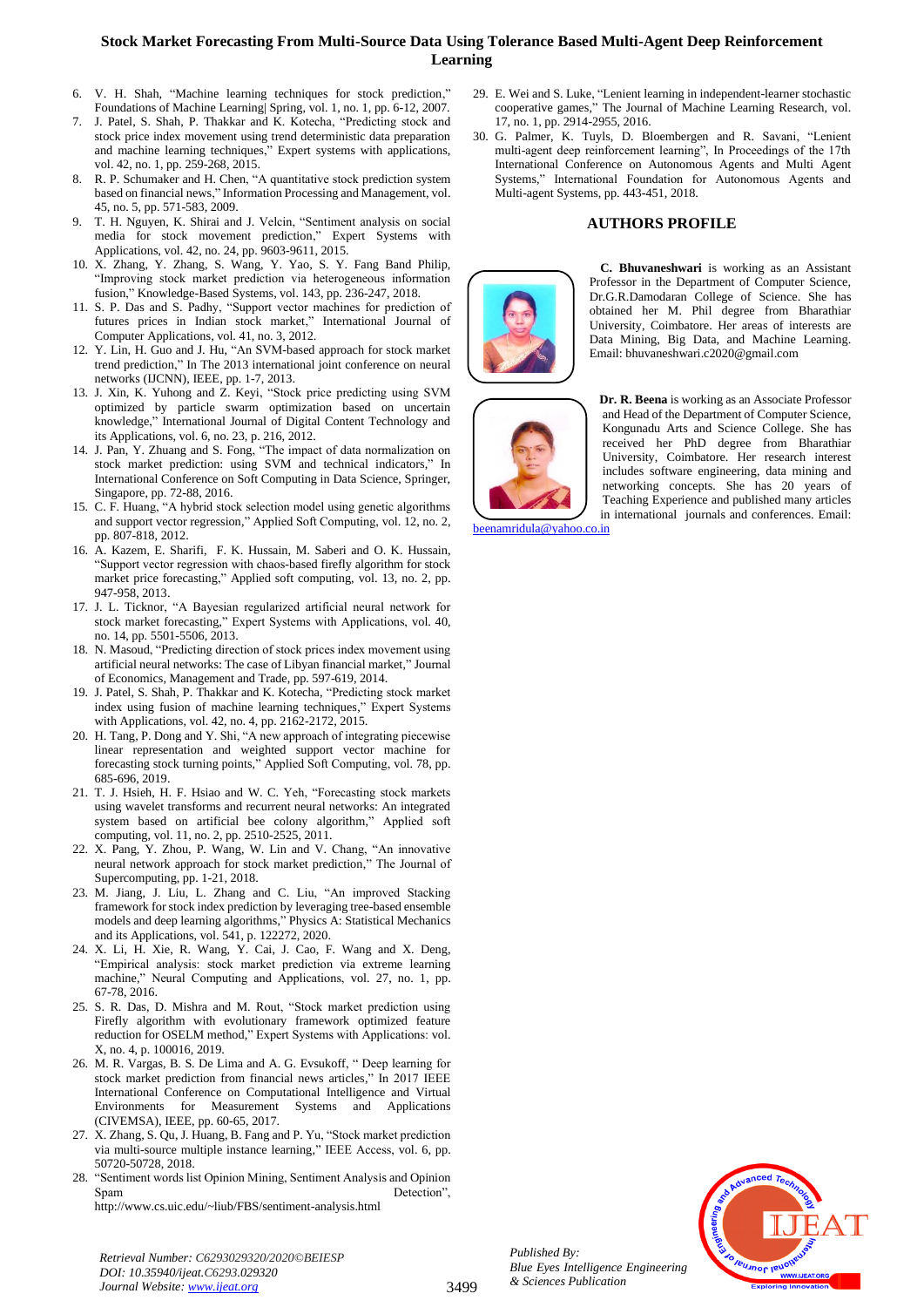6. V. H. Shah, "Machine learning techniques for stock prediction," Foundations of Machine Learning| Spring, vol. 1, no. 1, pp. 6-12, 2007.
7. J. Patel, S. Shah, P. Thakkar and K. Kotecha, "Predicting stock and stock price index movement using trend deterministic data preparation and machine learning techniques," Expert systems with applications, vol. 42, no. 1, pp. 259-268, 2015.
8. R. P. Schumaker and H. Chen, "A quantitative stock prediction system based on financial news," Information Processing and Management, vol. 45, no. 5, pp. 571-583, 2009.
9. T. H. Nguyen, K. Shirai and J. Velcin, "Sentiment analysis on social media for stock movement prediction," Expert Systems with Applications, vol. 42, no. 24, pp. 9603-9611, 2015.
10. X. Zhang, Y. Zhang, S. Wang, Y. Yao, S. Y. Fang Band Philip, "Improving stock market prediction via heterogeneous information fusion," Knowledge-Based Systems, vol. 143, pp. 236-247, 2018.
11. S. P. Das and S. Padhy, "Support vector machines for prediction of futures prices in Indian stock market," International Journal of Computer Applications, vol. 41, no. 3, 2012.
12. Y. Lin, H. Guo and J. Hu, "An SVM-based approach for stock market trend prediction," In The 2013 international joint conference on neural networks (IJCNN), IEEE, pp. 1-7, 2013.
13. J. Xin, K. Yuhong and Z. Keyi, "Stock price predicting using SVM optimized by particle swarm optimization based on uncertain knowledge," International Journal of Digital Content Technology and its Applications, vol. 6, no. 23, p. 216, 2012.
14. J. Pan, Y. Zhuang and S. Fong, "The impact of data normalization on stock market prediction: using SVM and technical indicators," In International Conference on Soft Computing in Data Science, Springer, Singapore, pp. 72-88, 2016.
15. C. F. Huang, "A hybrid stock selection model using genetic algorithms and support vector regression," Applied Soft Computing, vol. 12, no. 2, pp. 807-818, 2012.
16. A. Kazem, E. Sharifi, F. K. Hussain, M. Saberi and O. K. Hussain, "Support vector regression with chaos-based firefly algorithm for stock market price forecasting," Applied soft computing, vol. 13, no. 2, pp. 947-958, 2013.
17. J. L. Ticknor, "A Bayesian regularized artificial neural network for stock market forecasting," Expert Systems with Applications, vol. 40, no. 14, pp. 5501-5506, 2013.
18. N. Masoud, "Predicting direction of stock prices index movement using artificial neural networks: The case of Libyan financial market," Journal of Economics, Management and Trade, pp. 597-619, 2014.
19. J. Patel, S. Shah, P. Thakkar and K. Kotecha, "Predicting stock market index using fusion of machine learning techniques," Expert Systems with Applications, vol. 42, no. 4, pp. 2162-2172, 2015.
20. H. Tang, P. Dong and Y. Shi, "A new approach of integrating piecewise linear representation and weighted support vector machine for forecasting stock turning points," Applied Soft Computing, vol. 78, pp. 685-696, 2019.
21. T. J. Hsieh, H. F. Hsiao and W. C. Yeh, "Forecasting stock markets using wavelet transforms and recurrent neural networks: An integrated system based on artificial bee colony algorithm," Applied soft computing, vol. 11, no. 2, pp. 2510-2525, 2011.
22. X. Pang, Y. Zhou, P. Wang, W. Lin and V. Chang, "An innovative neural network approach for stock market prediction," The Journal of Supercomputing, pp. 1-21, 2018.
23. M. Jiang, J. Liu, L. Zhang and C. Liu, "An improved Stacking framework for stock index prediction by leveraging tree-based ensemble models and deep learning algorithms," Physics A: Statistical Mechanics and its Applications, vol. 541, p. 122272, 2020.
24. X. Li, H. Xie, R. Wang, Y. Cai, J. Cao, F. Wang and X. Deng, "Empirical analysis: stock market prediction via extreme learning machine," Neural Computing and Applications, vol. 27, no. 1, pp. 67-78, 2016.
25. S. R. Das, D. Mishra and M. Rout, "Stock market prediction using Firefly algorithm with evolutionary framework optimized feature reduction for OSELM method," Expert Systems with Applications: vol. X, no. 4, p. 100016, 2019.
26. M. R. Vargas, B. S. De Lima and A. G. Evsukoff, " Deep learning for stock market prediction from financial news articles," In 2017 IEEE International Conference on Computational Intelligence and Virtual Environments for Measurement Systems and Applications (CIVEMSA), IEEE, pp. 60-65, 2017.
27. X. Zhang, S. Qu, J. Huang, B. Fang and P. Yu, "Stock market prediction via multi-source multiple instance learning," IEEE Access, vol. 6, pp. 50720-50728, 2018.
28. "Sentiment words list Opinion Mining, Sentiment Analysis and Opinion Spam Detection", http://www.cs.uic.edu/~liub/FBS/sentiment-analysis.html
29. E. Wei and S. Luke, "Lenient learning in independent-learner stochastic cooperative games," The Journal of Machine Learning Research, vol. 17, no. 1, pp. 2914-2955, 2016.
30. G. Palmer, K. Tuyls, D. Bloembergen and R. Savani, "Lenient multi-agent deep reinforcement learning", In Proceedings of the 17th International Conference on Autonomous Agents and Multi Agent Systems," International Foundation for Autonomous Agents and Multi-agent Systems, pp. 443-451, 2018.

## AUTHORS PROFILE

**C. Bhuvaneshwari** is working as an Assistant Professor in the Department of Computer Science, Dr.G.R.Damodaran College of Science. She has obtained her M. Phil degree from Bharathiar University, Coimbatore. Her areas of interests are Data Mining, Big Data, and Machine Learning. Email: bhuvaneshwari.c2020@gmail.com

**Dr. R. Beena** is working as an Associate Professor and Head of the Department of Computer Science, Kongunadu Arts and Science College. She has received her PhD degree from Bharathiar University, Coimbatore. Her research interest includes software engineering, data mining and networking concepts. She has 20 years of Teaching Experience and published many articles in international journals and conferences. Email: beenamridula@yahoo.co.in